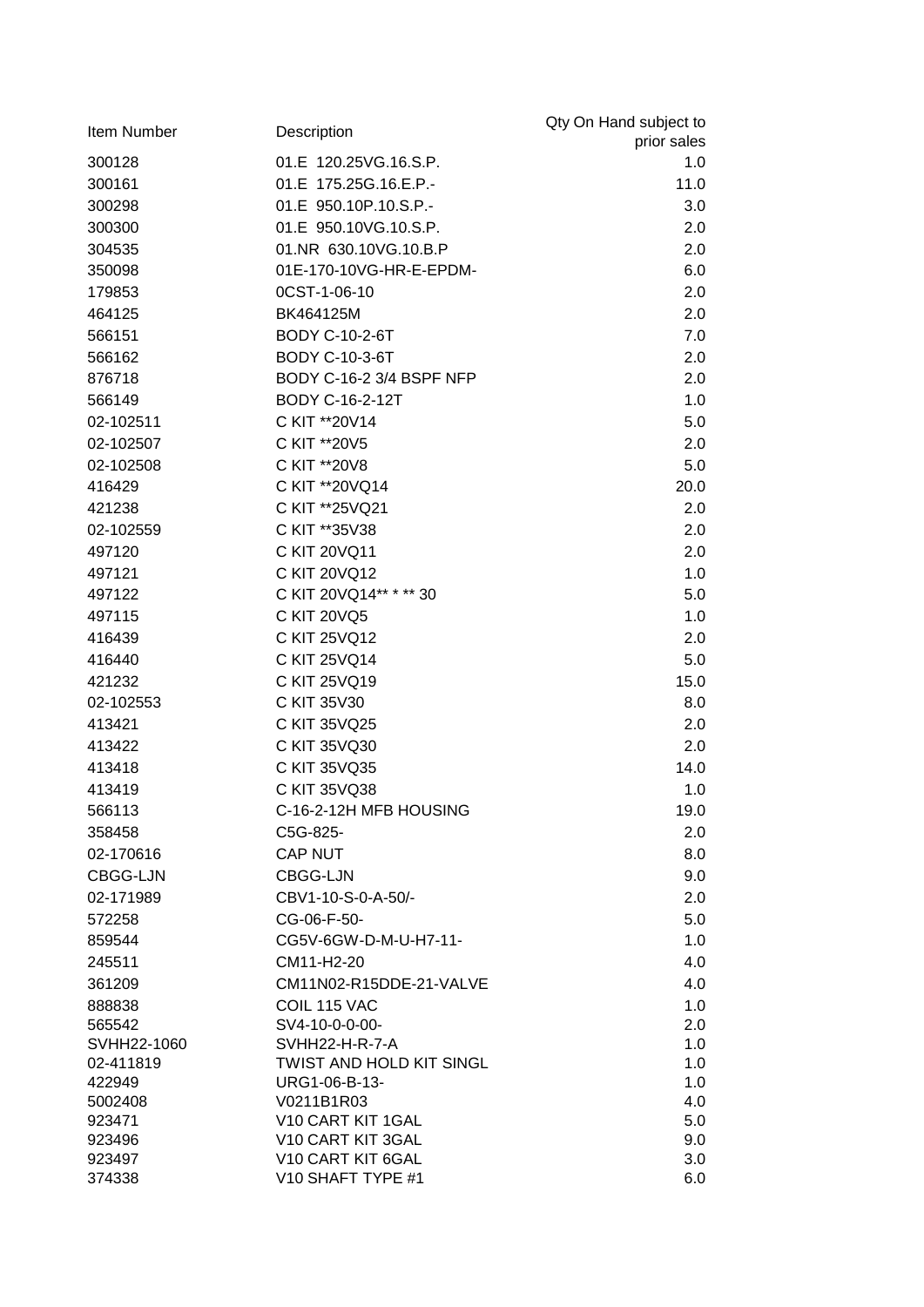| Item Number | Description | Qty On Hand subject to prior sales |
|---|---|---|
| 300128 | 01.E 120.25VG.16.S.P. | 1.0 |
| 300161 | 01.E 175.25G.16.E.P.- | 11.0 |
| 300298 | 01.E 950.10P.10.S.P.- | 3.0 |
| 300300 | 01.E 950.10VG.10.S.P. | 2.0 |
| 304535 | 01.NR 630.10VG.10.B.P | 2.0 |
| 350098 | 01E-170-10VG-HR-E-EPDM- | 6.0 |
| 179853 | 0CST-1-06-10 | 2.0 |
| 464125 | BK464125M | 2.0 |
| 566151 | BODY C-10-2-6T | 7.0 |
| 566162 | BODY C-10-3-6T | 2.0 |
| 876718 | BODY C-16-2 3/4 BSPF NFP | 2.0 |
| 566149 | BODY C-16-2-12T | 1.0 |
| 02-102511 | C KIT **20V14 | 5.0 |
| 02-102507 | C KIT **20V5 | 2.0 |
| 02-102508 | C KIT **20V8 | 5.0 |
| 416429 | C KIT **20VQ14 | 20.0 |
| 421238 | C KIT **25VQ21 | 2.0 |
| 02-102559 | C KIT **35V38 | 2.0 |
| 497120 | C KIT 20VQ11 | 2.0 |
| 497121 | C KIT 20VQ12 | 1.0 |
| 497122 | C KIT 20VQ14** * ** 30 | 5.0 |
| 497115 | C KIT 20VQ5 | 1.0 |
| 416439 | C KIT 25VQ12 | 2.0 |
| 416440 | C KIT 25VQ14 | 5.0 |
| 421232 | C KIT 25VQ19 | 15.0 |
| 02-102553 | C KIT 35V30 | 8.0 |
| 413421 | C KIT 35VQ25 | 2.0 |
| 413422 | C KIT 35VQ30 | 2.0 |
| 413418 | C KIT 35VQ35 | 14.0 |
| 413419 | C KIT 35VQ38 | 1.0 |
| 566113 | C-16-2-12H MFB HOUSING | 19.0 |
| 358458 | C5G-825- | 2.0 |
| 02-170616 | CAP NUT | 8.0 |
| CBGG-LJN | CBGG-LJN | 9.0 |
| 02-171989 | CBV1-10-S-0-A-50/- | 2.0 |
| 572258 | CG-06-F-50- | 5.0 |
| 859544 | CG5V-6GW-D-M-U-H7-11- | 1.0 |
| 245511 | CM11-H2-20 | 4.0 |
| 361209 | CM11N02-R15DDE-21-VALVE | 4.0 |
| 888838 | COIL 115 VAC | 1.0 |
| 565542 | SV4-10-0-0-00- | 2.0 |
| SVHH22-1060 | SVHH22-H-R-7-A | 1.0 |
| 02-411819 | TWIST AND HOLD KIT SINGL | 1.0 |
| 422949 | URG1-06-B-13- | 1.0 |
| 5002408 | V0211B1R03 | 4.0 |
| 923471 | V10 CART KIT 1GAL | 5.0 |
| 923496 | V10 CART KIT 3GAL | 9.0 |
| 923497 | V10 CART KIT 6GAL | 3.0 |
| 374338 | V10 SHAFT TYPE #1 | 6.0 |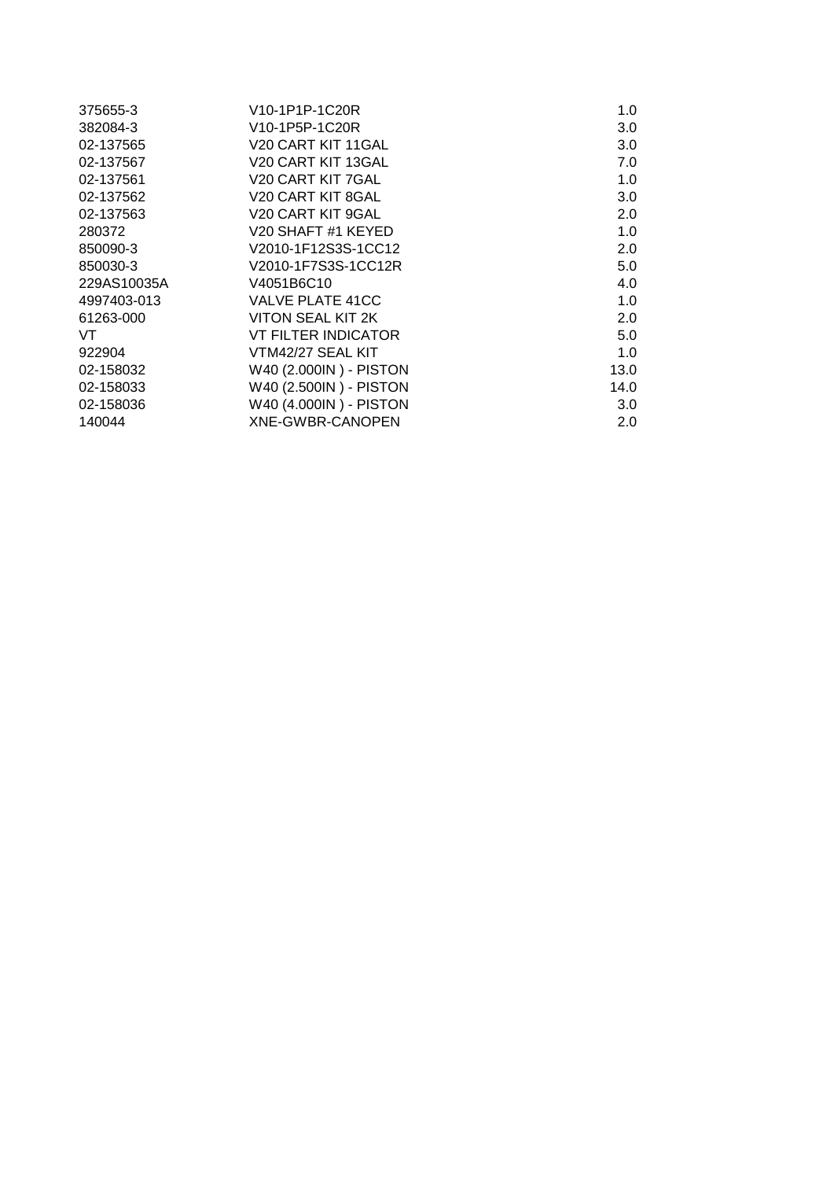| | | |
|---|---|---|
| 375655-3 | V10-1P1P-1C20R | 1.0 |
| 382084-3 | V10-1P5P-1C20R | 3.0 |
| 02-137565 | V20 CART KIT 11GAL | 3.0 |
| 02-137567 | V20 CART KIT 13GAL | 7.0 |
| 02-137561 | V20 CART KIT 7GAL | 1.0 |
| 02-137562 | V20 CART KIT 8GAL | 3.0 |
| 02-137563 | V20 CART KIT 9GAL | 2.0 |
| 280372 | V20 SHAFT #1 KEYED | 1.0 |
| 850090-3 | V2010-1F12S3S-1CC12 | 2.0 |
| 850030-3 | V2010-1F7S3S-1CC12R | 5.0 |
| 229AS10035A | V4051B6C10 | 4.0 |
| 4997403-013 | VALVE PLATE 41CC | 1.0 |
| 61263-000 | VITON SEAL KIT 2K | 2.0 |
| VT | VT FILTER INDICATOR | 5.0 |
| 922904 | VTM42/27 SEAL KIT | 1.0 |
| 02-158032 | W40 (2.000IN ) - PISTON | 13.0 |
| 02-158033 | W40 (2.500IN ) - PISTON | 14.0 |
| 02-158036 | W40 (4.000IN ) - PISTON | 3.0 |
| 140044 | XNE-GWBR-CANOPEN | 2.0 |